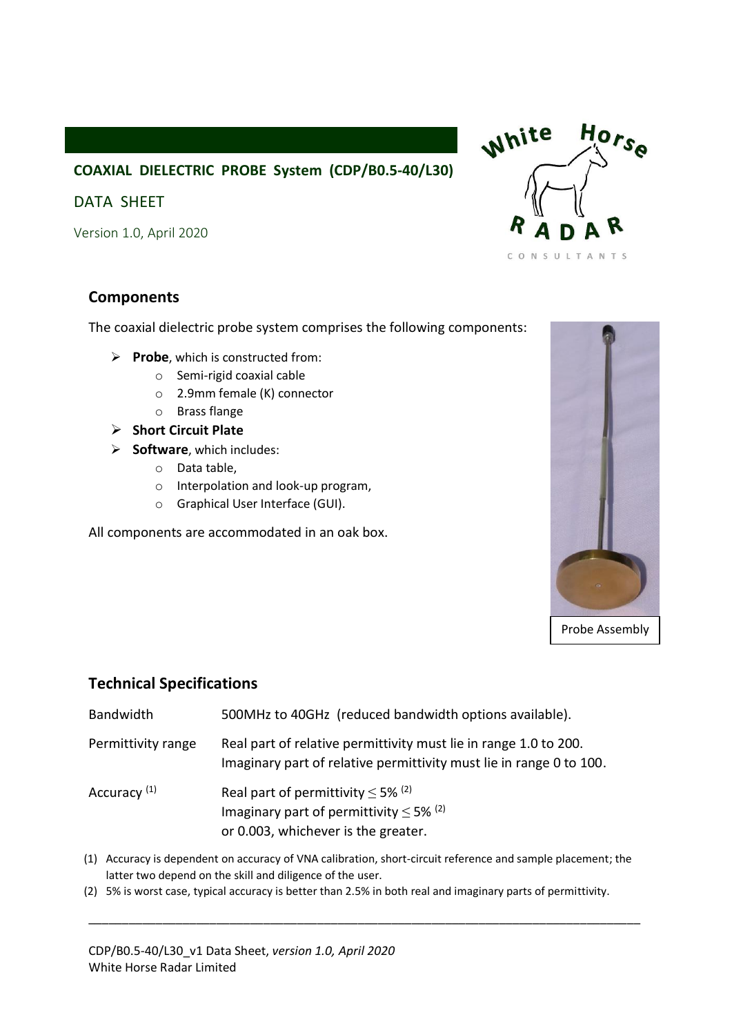**COAXIAL DIELECTRIC PROBE System (CDP/B0.5-40/L30)**

DATA SHEET

Version 1.0, April 2020

## Components

The coaxial dielectric probe system comprises the following components:

- **Probe**, which is constructed from:
  - Semi-rigid coaxial cable
  - 2.9mm female (K) connector
  - Brass flange
- **Short Circuit Plate**
- **Software**, which includes:
  - Data table,
  - Interpolation and look-up program,
  - Graphical User Interface (GUI).

All components are accommodated in an oak box.

Probe Assembly

## Technical Specifications

| | |
|---|---|
| Bandwidth | 500MHz to 40GHz (reduced bandwidth options available). |
| Permittivity range | Real part of relative permittivity must lie in range 1.0 to 200.<br>Imaginary part of relative permittivity must lie in range 0 to 100. |
| Accuracy [1] | Real part of permittivity $\leq$ 5% [2]<br>Imaginary part of permittivity $\leq$ 5% [2]<br>or 0.003, whichever is the greater. |

(1) Accuracy is dependent on accuracy of VNA calibration, short-circuit reference and sample placement; the latter two depend on the skill and diligence of the user.

(2) 5% is worst case, typical accuracy is better than 2.5% in both real and imaginary parts of permittivity.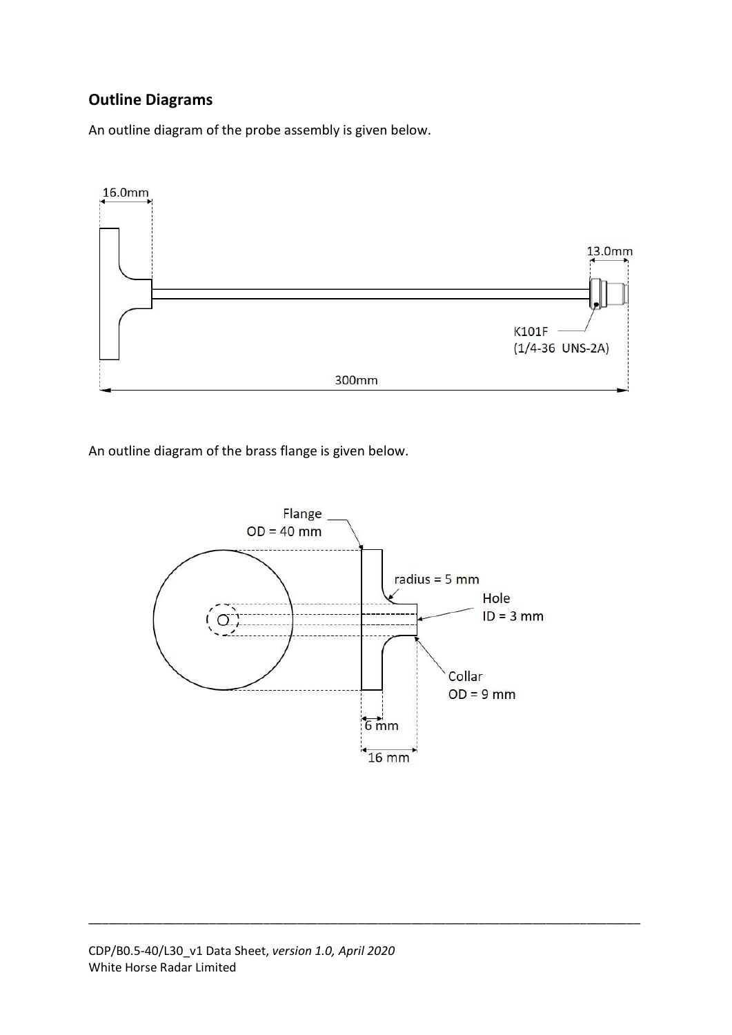## Outline Diagrams

An outline diagram of the probe assembly is given below.

16.0mm

13.0mm

K101F
(1/4-36 UNS-2A)

300mm

An outline diagram of the brass flange is given below.

Flange
OD = 40 mm

radius = 5 mm

Hole
ID = 3 mm

Collar
OD = 9 mm

6 mm

16 mm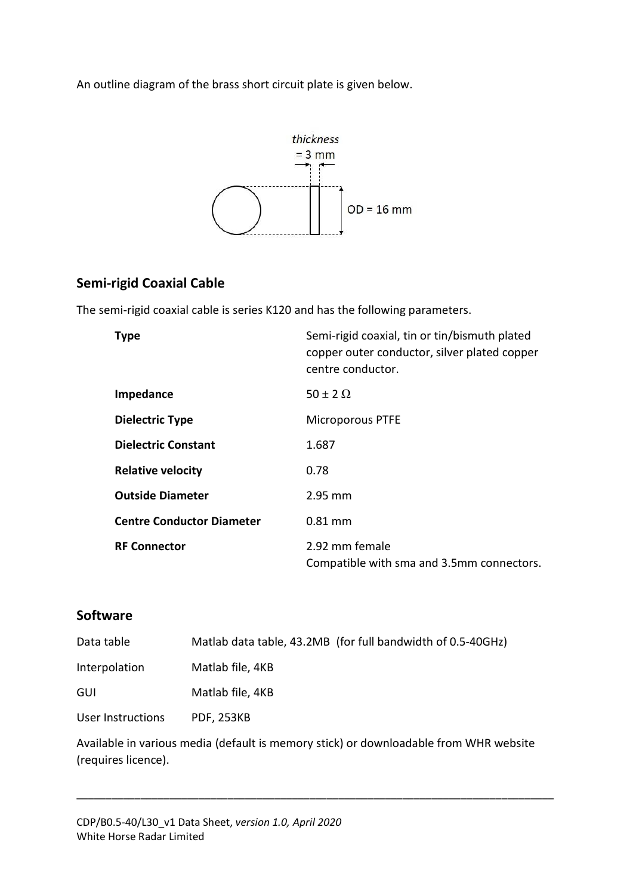An outline diagram of the brass short circuit plate is given below.

*thickness* = 3 mm

OD = 16 mm

## Semi-rigid Coaxial Cable

The semi-rigid coaxial cable is series K120 and has the following parameters.

| | |
|---|---|
| **Type** | Semi-rigid coaxial, tin or tin/bismuth plated copper outer conductor, silver plated copper centre conductor. |
| **Impedance** | 50 ± 2 Ω |
| **Dielectric Type** | Microporous PTFE |
| **Dielectric Constant** | 1.687 |
| **Relative velocity** | 0.78 |
| **Outside Diameter** | 2.95 mm |
| **Centre Conductor Diameter** | 0.81 mm |
| **RF Connector** | 2.92 mm female<br>Compatible with sma and 3.5mm connectors. |

## Software

| | |
|---|---|
| Data table | Matlab data table, 43.2MB (for full bandwidth of 0.5-40GHz) |
| Interpolation | Matlab file, 4KB |
| GUI | Matlab file, 4KB |
| User Instructions | PDF, 253KB |

Available in various media (default is memory stick) or downloadable from WHR website (requires licence).